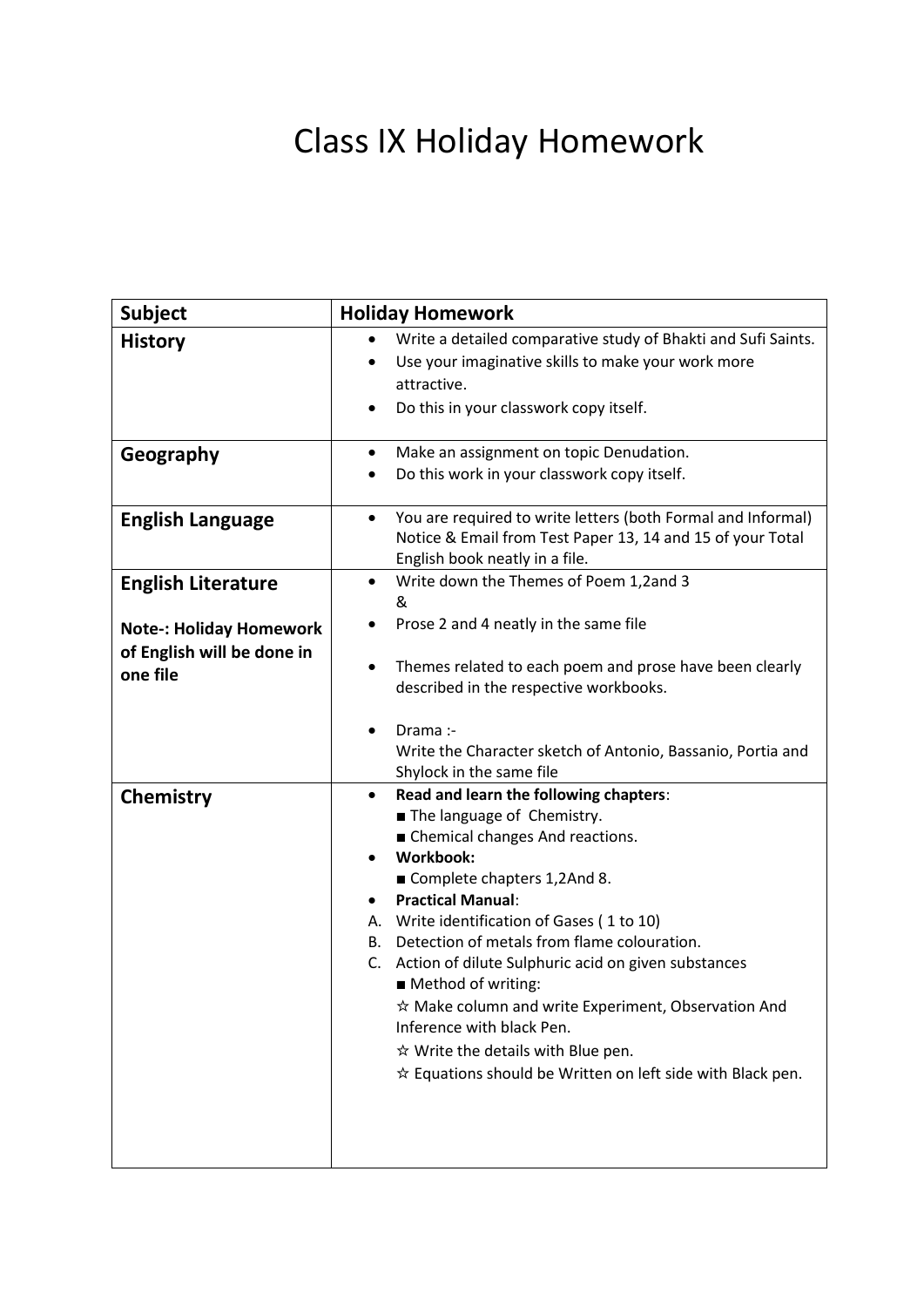# Class IX Holiday Homework

| Subject | Holiday Homework |
| --- | --- |
| **History** | • Write a detailed comparative study of Bhakti and Sufi Saints.<br>• Use your imaginative skills to make your work more attractive.<br>• Do this in your classwork copy itself. |
| **Geography** | • Make an assignment on topic Denudation.<br>• Do this work in your classwork copy itself. |
| **English Language** | • You are required to write letters (both Formal and Informal) Notice & Email from Test Paper 13, 14 and 15 of your Total English book neatly in a file. |
| **English Literature**<br><br>**Note-: Holiday Homework of English will be done in one file** | • Write down the Themes of Poem 1,2and 3<br>&<br>• Prose 2 and 4 neatly in the same file<br>• Themes related to each poem and prose have been clearly described in the respective workbooks.<br>• Drama :-<br>Write the Character sketch of Antonio, Bassanio, Portia and Shylock in the same file |
| **Chemistry** | • **Read and learn the following chapters**:<br>■ The language of Chemistry.<br>■ Chemical changes And reactions.<br>• **Workbook:**<br>■ Complete chapters 1,2And 8.<br>• **Practical Manual**:<br>A. Write identification of Gases ( 1 to 10)<br>B. Detection of metals from flame colouration.<br>C. Action of dilute Sulphuric acid on given substances<br>■ Method of writing:<br>☆ Make column and write Experiment, Observation And Inference with black Pen.<br>☆ Write the details with Blue pen.<br>☆ Equations should be Written on left side with Black pen. |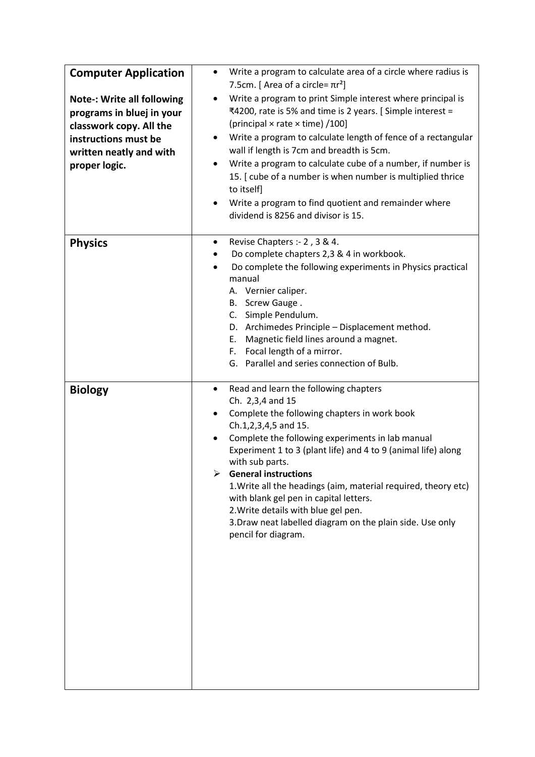| | |
|---|---|
| **Computer Application**<br><br>**Note-: Write all following programs in bluej in your classwork copy. All the instructions must be written neatly and with proper logic.** | • Write a program to calculate area of a circle where radius is 7.5cm. [ Area of a circle= $\pi r^2$]<br>• Write a program to print Simple interest where principal is ₹4200, rate is 5% and time is 2 years. [ Simple interest = (principal × rate × time) /100]<br>• Write a program to calculate length of fence of a rectangular wall if length is 7cm and breadth is 5cm.<br>• Write a program to calculate cube of a number, if number is 15. [ cube of a number is when number is multiplied thrice to itself]<br>• Write a program to find quotient and remainder where dividend is 8256 and divisor is 15. |
| **Physics** | • Revise Chapters :- 2 , 3 & 4.<br>• Do complete chapters 2,3 & 4 in workbook.<br>• Do complete the following experiments in Physics practical manual<br>A. Vernier caliper.<br>B. Screw Gauge .<br>C. Simple Pendulum.<br>D. Archimedes Principle – Displacement method.<br>E. Magnetic field lines around a magnet.<br>F. Focal length of a mirror.<br>G. Parallel and series connection of Bulb. |
| **Biology** | • Read and learn the following chapters<br>Ch. 2,3,4 and 15<br>• Complete the following chapters in work book<br>Ch.1,2,3,4,5 and 15.<br>• Complete the following experiments in lab manual<br>Experiment 1 to 3 (plant life) and 4 to 9 (animal life) along with sub parts.<br>➢ **General instructions**<br>1.Write all the headings (aim, material required, theory etc) with blank gel pen in capital letters.<br>2.Write details with blue gel pen.<br>3.Draw neat labelled diagram on the plain side. Use only pencil for diagram. |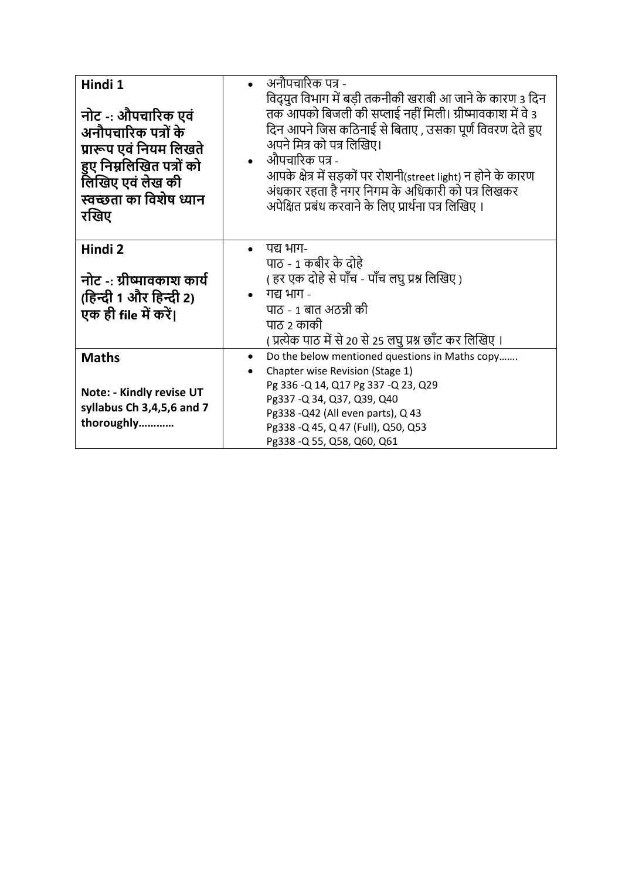| | |
|---|---|
| **Hindi 1**<br><br>**नोट -: औपचारिक एवं अनौपचारिक पत्रों के प्रारूप एवं नियम लिखते हुए निम्नलिखित पत्रों को लिखिए एवं लेख की स्वच्छता का विशेष ध्यान रखिए** | • अनौपचारिक पत्र -<br>विद्युत विभाग में बड़ी तकनीकी खराबी आ जाने के कारण 3 दिन तक आपको बिजली की सप्लाई नहीं मिली। ग्रीष्मावकाश में वे 3 दिन आपने जिस कठिनाई से बिताए , उसका पूर्ण विवरण देते हुए अपने मित्र को पत्र लिखिए।<br>• औपचारिक पत्र -<br>आपके क्षेत्र में सड़कों पर रोशनी(street light) न होने के कारण अंधकार रहता है नगर निगम के अधिकारी को पत्र लिखकर अपेक्षित प्रबंध करवाने के लिए प्रार्थना पत्र लिखिए । |
| **Hindi 2**<br><br>**नोट -: ग्रीष्मावकाश कार्य (हिन्दी 1 और हिन्दी 2) एक ही file में करें\|** | • पद्य भाग-<br>पाठ - 1 कबीर के दोहे<br>( हर एक दोहे से पाँच - पाँच लघु प्रश्न लिखिए )<br>• गद्य भाग -<br>पाठ - 1 बात अठन्नी की<br>पाठ 2 काकी<br>( प्रत्येक पाठ में से 20 से 25 लघु प्रश्न छाँट कर लिखिए । |
| **Maths**<br><br>**Note: - Kindly revise UT syllabus Ch 3,4,5,6 and 7 thoroughly...........** | • Do the below mentioned questions in Maths copy.......<br>• Chapter wise Revision (Stage 1)<br>Pg 336 -Q 14, Q17 Pg 337 -Q 23, Q29<br>Pg337 -Q 34, Q37, Q39, Q40<br>Pg338 -Q42 (All even parts), Q 43<br>Pg338 -Q 45, Q 47 (Full), Q50, Q53<br>Pg338 -Q 55, Q58, Q60, Q61 |